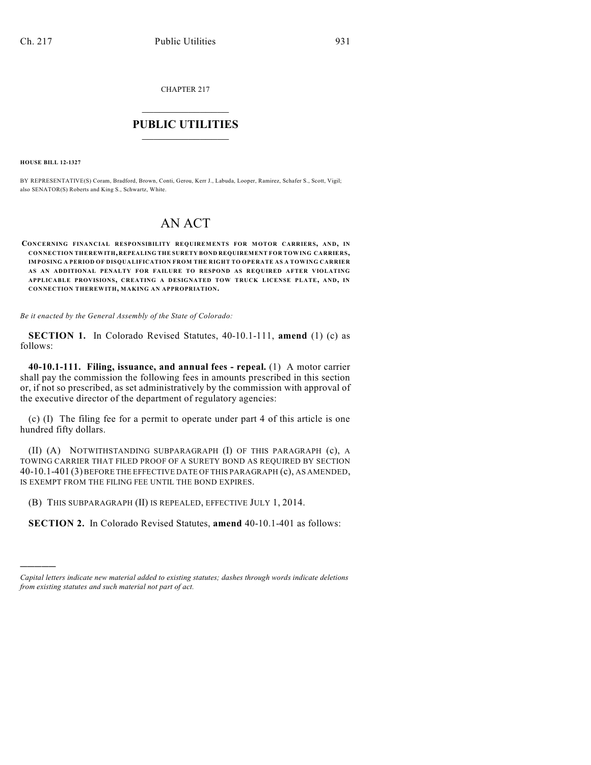CHAPTER 217

# PUBLIC UTILITIES

**HOUSE BILL 12-1327**

BY REPRESENTATIVE(S) Coram, Bradford, Brown, Conti, Gerou, Kerr J., Labuda, Looper, Ramirez, Schafer S., Scott, Vigil; also SENATOR(S) Roberts and King S., Schwartz, White.

# AN ACT

**CONCERNING FINANCIAL RESPONSIBILITY REQUIREMENTS FOR MOTOR CARRIERS, AND, IN CONNECTION THEREWITH, REPEALING THE SURETY BOND REQUIREMENT FOR TOWING CARRIERS, IMPOSING A PERIOD OF DISQUALIFICATION FROM THE RIGHT TO OPERATE AS A TOWING CARRIER AS AN ADDITIONAL PENALTY FOR FAILURE TO RESPOND AS REQUIRED AFTER VIOLATING APPLICABLE PROVISIONS, CREATING A DESIGNATED TOW TRUCK LICENSE PLATE, AND, IN CONNECTION THEREWITH, MAKING AN APPROPRIATION.**

*Be it enacted by the General Assembly of the State of Colorado:*

**SECTION 1.** In Colorado Revised Statutes, 40-10.1-111, **amend** (1) (c) as follows:

**40-10.1-111. Filing, issuance, and annual fees - repeal.** (1) A motor carrier shall pay the commission the following fees in amounts prescribed in this section or, if not so prescribed, as set administratively by the commission with approval of the executive director of the department of regulatory agencies:

(c) (I) The filing fee for a permit to operate under part 4 of this article is one hundred fifty dollars.

(II) (A) NOTWITHSTANDING SUBPARAGRAPH (I) OF THIS PARAGRAPH (c), A TOWING CARRIER THAT FILED PROOF OF A SURETY BOND AS REQUIRED BY SECTION 40-10.1-401 (3) BEFORE THE EFFECTIVE DATE OF THIS PARAGRAPH (c), AS AMENDED, IS EXEMPT FROM THE FILING FEE UNTIL THE BOND EXPIRES.

(B) THIS SUBPARAGRAPH (II) IS REPEALED, EFFECTIVE JULY 1, 2014.

**SECTION 2.** In Colorado Revised Statutes, **amend** 40-10.1-401 as follows:

---

*Capital letters indicate new material added to existing statutes; dashes through words indicate deletions from existing statutes and such material not part of act.*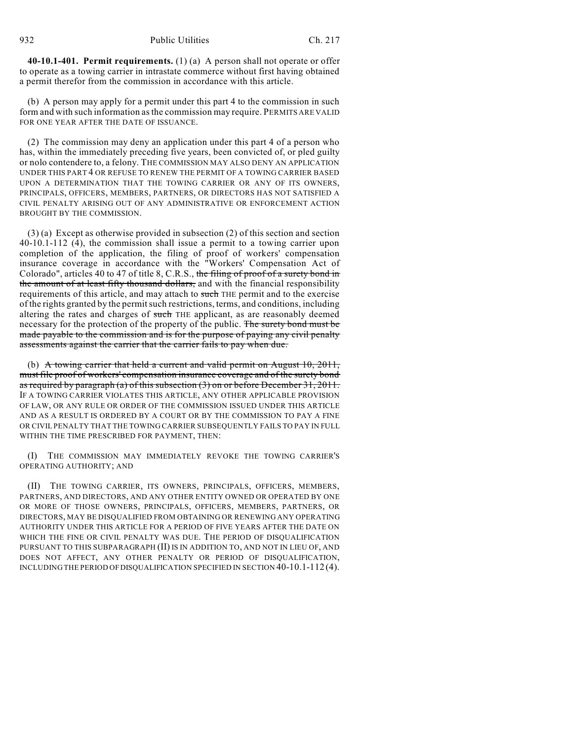**40-10.1-401. Permit requirements.** (1) (a) A person shall not operate or offer to operate as a towing carrier in intrastate commerce without first having obtained a permit therefor from the commission in accordance with this article.

(b) A person may apply for a permit under this part 4 to the commission in such form and with such information as the commission may require. PERMITS ARE VALID FOR ONE YEAR AFTER THE DATE OF ISSUANCE.

(2) The commission may deny an application under this part 4 of a person who has, within the immediately preceding five years, been convicted of, or pled guilty or nolo contendere to, a felony. THE COMMISSION MAY ALSO DENY AN APPLICATION UNDER THIS PART 4 OR REFUSE TO RENEW THE PERMIT OF A TOWING CARRIER BASED UPON A DETERMINATION THAT THE TOWING CARRIER OR ANY OF ITS OWNERS, PRINCIPALS, OFFICERS, MEMBERS, PARTNERS, OR DIRECTORS HAS NOT SATISFIED A CIVIL PENALTY ARISING OUT OF ANY ADMINISTRATIVE OR ENFORCEMENT ACTION BROUGHT BY THE COMMISSION.

(3) (a) Except as otherwise provided in subsection (2) of this section and section 40-10.1-112 (4), the commission shall issue a permit to a towing carrier upon completion of the application, the filing of proof of workers' compensation insurance coverage in accordance with the "Workers' Compensation Act of Colorado", articles 40 to 47 of title 8, C.R.S., ~~the filing of proof of a surety bond in the amount of at least fifty thousand dollars,~~ and with the financial responsibility requirements of this article, and may attach to ~~such~~ THE permit and to the exercise of the rights granted by the permit such restrictions, terms, and conditions, including altering the rates and charges of ~~such~~ THE applicant, as are reasonably deemed necessary for the protection of the property of the public. ~~The surety bond must be made payable to the commission and is for the purpose of paying any civil penalty assessments against the carrier that the carrier fails to pay when due.~~

(b) ~~A towing carrier that held a current and valid permit on August 10, 2011, must file proof of workers' compensation insurance coverage and of the surety bond as required by paragraph (a) of this subsection (3) on or before December 31, 2011.~~ IF A TOWING CARRIER VIOLATES THIS ARTICLE, ANY OTHER APPLICABLE PROVISION OF LAW, OR ANY RULE OR ORDER OF THE COMMISSION ISSUED UNDER THIS ARTICLE AND AS A RESULT IS ORDERED BY A COURT OR BY THE COMMISSION TO PAY A FINE OR CIVIL PENALTY THAT THE TOWING CARRIER SUBSEQUENTLY FAILS TO PAY IN FULL WITHIN THE TIME PRESCRIBED FOR PAYMENT, THEN:

(I) THE COMMISSION MAY IMMEDIATELY REVOKE THE TOWING CARRIER'S OPERATING AUTHORITY; AND

(II) THE TOWING CARRIER, ITS OWNERS, PRINCIPALS, OFFICERS, MEMBERS, PARTNERS, AND DIRECTORS, AND ANY OTHER ENTITY OWNED OR OPERATED BY ONE OR MORE OF THOSE OWNERS, PRINCIPALS, OFFICERS, MEMBERS, PARTNERS, OR DIRECTORS, MAY BE DISQUALIFIED FROM OBTAINING OR RENEWING ANY OPERATING AUTHORITY UNDER THIS ARTICLE FOR A PERIOD OF FIVE YEARS AFTER THE DATE ON WHICH THE FINE OR CIVIL PENALTY WAS DUE. THE PERIOD OF DISQUALIFICATION PURSUANT TO THIS SUBPARAGRAPH (II) IS IN ADDITION TO, AND NOT IN LIEU OF, AND DOES NOT AFFECT, ANY OTHER PENALTY OR PERIOD OF DISQUALIFICATION, INCLUDING THE PERIOD OF DISQUALIFICATION SPECIFIED IN SECTION 40-10.1-112 (4).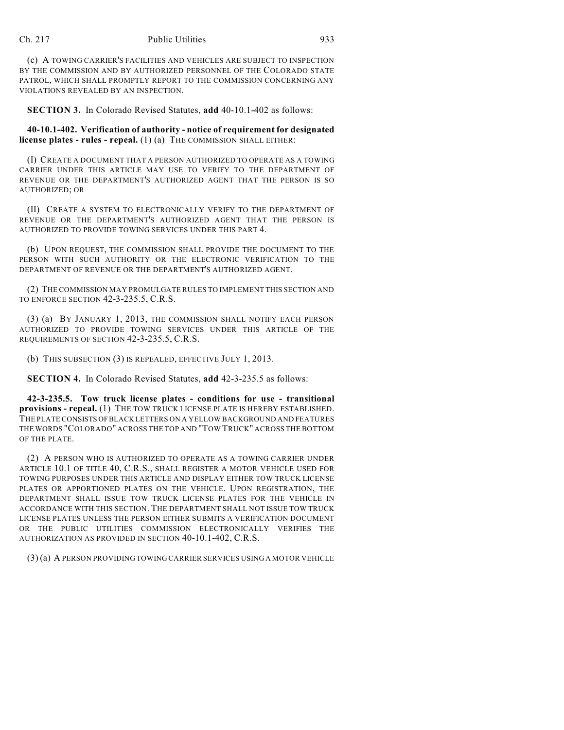(c) A TOWING CARRIER'S FACILITIES AND VEHICLES ARE SUBJECT TO INSPECTION BY THE COMMISSION AND BY AUTHORIZED PERSONNEL OF THE COLORADO STATE PATROL, WHICH SHALL PROMPTLY REPORT TO THE COMMISSION CONCERNING ANY VIOLATIONS REVEALED BY AN INSPECTION.

**SECTION 3.** In Colorado Revised Statutes, **add** 40-10.1-402 as follows:

**40-10.1-402. Verification of authority - notice of requirement for designated license plates - rules - repeal.** (1) (a) THE COMMISSION SHALL EITHER:

(I) CREATE A DOCUMENT THAT A PERSON AUTHORIZED TO OPERATE AS A TOWING CARRIER UNDER THIS ARTICLE MAY USE TO VERIFY TO THE DEPARTMENT OF REVENUE OR THE DEPARTMENT'S AUTHORIZED AGENT THAT THE PERSON IS SO AUTHORIZED; OR

(II) CREATE A SYSTEM TO ELECTRONICALLY VERIFY TO THE DEPARTMENT OF REVENUE OR THE DEPARTMENT'S AUTHORIZED AGENT THAT THE PERSON IS AUTHORIZED TO PROVIDE TOWING SERVICES UNDER THIS PART 4.

(b) UPON REQUEST, THE COMMISSION SHALL PROVIDE THE DOCUMENT TO THE PERSON WITH SUCH AUTHORITY OR THE ELECTRONIC VERIFICATION TO THE DEPARTMENT OF REVENUE OR THE DEPARTMENT'S AUTHORIZED AGENT.

(2) THE COMMISSION MAY PROMULGATE RULES TO IMPLEMENT THIS SECTION AND TO ENFORCE SECTION 42-3-235.5, C.R.S.

(3) (a) BY JANUARY 1, 2013, THE COMMISSION SHALL NOTIFY EACH PERSON AUTHORIZED TO PROVIDE TOWING SERVICES UNDER THIS ARTICLE OF THE REQUIREMENTS OF SECTION 42-3-235.5, C.R.S.

(b) THIS SUBSECTION (3) IS REPEALED, EFFECTIVE JULY 1, 2013.

**SECTION 4.** In Colorado Revised Statutes, **add** 42-3-235.5 as follows:

**42-3-235.5. Tow truck license plates - conditions for use - transitional provisions - repeal.** (1) THE TOW TRUCK LICENSE PLATE IS HEREBY ESTABLISHED. THE PLATE CONSISTS OF BLACK LETTERS ON A YELLOW BACKGROUND AND FEATURES THE WORDS "COLORADO" ACROSS THE TOP AND "TOW TRUCK" ACROSS THE BOTTOM OF THE PLATE.

(2) A PERSON WHO IS AUTHORIZED TO OPERATE AS A TOWING CARRIER UNDER ARTICLE 10.1 OF TITLE 40, C.R.S., SHALL REGISTER A MOTOR VEHICLE USED FOR TOWING PURPOSES UNDER THIS ARTICLE AND DISPLAY EITHER TOW TRUCK LICENSE PLATES OR APPORTIONED PLATES ON THE VEHICLE. UPON REGISTRATION, THE DEPARTMENT SHALL ISSUE TOW TRUCK LICENSE PLATES FOR THE VEHICLE IN ACCORDANCE WITH THIS SECTION. THE DEPARTMENT SHALL NOT ISSUE TOW TRUCK LICENSE PLATES UNLESS THE PERSON EITHER SUBMITS A VERIFICATION DOCUMENT OR THE PUBLIC UTILITIES COMMISSION ELECTRONICALLY VERIFIES THE AUTHORIZATION AS PROVIDED IN SECTION 40-10.1-402, C.R.S.

(3) (a) A PERSON PROVIDING TOWING CARRIER SERVICES USING A MOTOR VEHICLE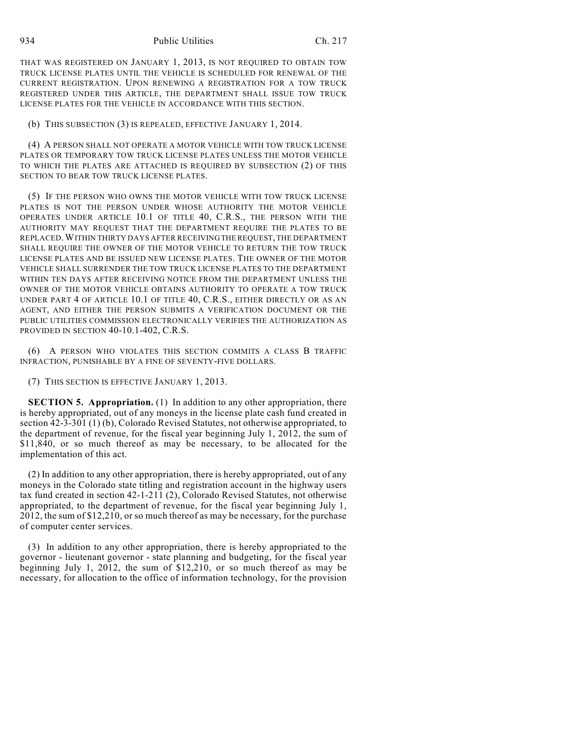THAT WAS REGISTERED ON JANUARY 1, 2013, IS NOT REQUIRED TO OBTAIN TOW TRUCK LICENSE PLATES UNTIL THE VEHICLE IS SCHEDULED FOR RENEWAL OF THE CURRENT REGISTRATION. UPON RENEWING A REGISTRATION FOR A TOW TRUCK REGISTERED UNDER THIS ARTICLE, THE DEPARTMENT SHALL ISSUE TOW TRUCK LICENSE PLATES FOR THE VEHICLE IN ACCORDANCE WITH THIS SECTION.

(b) THIS SUBSECTION (3) IS REPEALED, EFFECTIVE JANUARY 1, 2014.

(4) A PERSON SHALL NOT OPERATE A MOTOR VEHICLE WITH TOW TRUCK LICENSE PLATES OR TEMPORARY TOW TRUCK LICENSE PLATES UNLESS THE MOTOR VEHICLE TO WHICH THE PLATES ARE ATTACHED IS REQUIRED BY SUBSECTION (2) OF THIS SECTION TO BEAR TOW TRUCK LICENSE PLATES.

(5) IF THE PERSON WHO OWNS THE MOTOR VEHICLE WITH TOW TRUCK LICENSE PLATES IS NOT THE PERSON UNDER WHOSE AUTHORITY THE MOTOR VEHICLE OPERATES UNDER ARTICLE 10.1 OF TITLE 40, C.R.S., THE PERSON WITH THE AUTHORITY MAY REQUEST THAT THE DEPARTMENT REQUIRE THE PLATES TO BE REPLACED. WITHIN THIRTY DAYS AFTER RECEIVING THE REQUEST, THE DEPARTMENT SHALL REQUIRE THE OWNER OF THE MOTOR VEHICLE TO RETURN THE TOW TRUCK LICENSE PLATES AND BE ISSUED NEW LICENSE PLATES. THE OWNER OF THE MOTOR VEHICLE SHALL SURRENDER THE TOW TRUCK LICENSE PLATES TO THE DEPARTMENT WITHIN TEN DAYS AFTER RECEIVING NOTICE FROM THE DEPARTMENT UNLESS THE OWNER OF THE MOTOR VEHICLE OBTAINS AUTHORITY TO OPERATE A TOW TRUCK UNDER PART 4 OF ARTICLE 10.1 OF TITLE 40, C.R.S., EITHER DIRECTLY OR AS AN AGENT, AND EITHER THE PERSON SUBMITS A VERIFICATION DOCUMENT OR THE PUBLIC UTILITIES COMMISSION ELECTRONICALLY VERIFIES THE AUTHORIZATION AS PROVIDED IN SECTION 40-10.1-402, C.R.S.

(6) A PERSON WHO VIOLATES THIS SECTION COMMITS A CLASS B TRAFFIC INFRACTION, PUNISHABLE BY A FINE OF SEVENTY-FIVE DOLLARS.

(7) THIS SECTION IS EFFECTIVE JANUARY 1, 2013.

**SECTION 5. Appropriation.** (1) In addition to any other appropriation, there is hereby appropriated, out of any moneys in the license plate cash fund created in section 42-3-301 (1) (b), Colorado Revised Statutes, not otherwise appropriated, to the department of revenue, for the fiscal year beginning July 1, 2012, the sum of $11,840, or so much thereof as may be necessary, to be allocated for the implementation of this act.

(2) In addition to any other appropriation, there is hereby appropriated, out of any moneys in the Colorado state titling and registration account in the highway users tax fund created in section 42-1-211 (2), Colorado Revised Statutes, not otherwise appropriated, to the department of revenue, for the fiscal year beginning July 1, 2012, the sum of $12,210, or so much thereof as may be necessary, for the purchase of computer center services.

(3) In addition to any other appropriation, there is hereby appropriated to the governor - lieutenant governor - state planning and budgeting, for the fiscal year beginning July 1, 2012, the sum of $12,210, or so much thereof as may be necessary, for allocation to the office of information technology, for the provision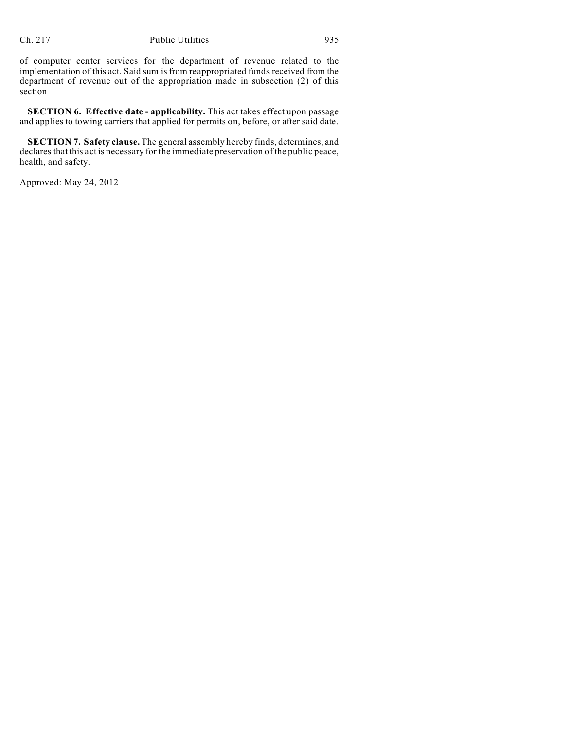of computer center services for the department of revenue related to the implementation of this act. Said sum is from reappropriated funds received from the department of revenue out of the appropriation made in subsection (2) of this section

**SECTION 6. Effective date - applicability.** This act takes effect upon passage and applies to towing carriers that applied for permits on, before, or after said date.

**SECTION 7. Safety clause.** The general assembly hereby finds, determines, and declares that this act is necessary for the immediate preservation of the public peace, health, and safety.

Approved: May 24, 2012